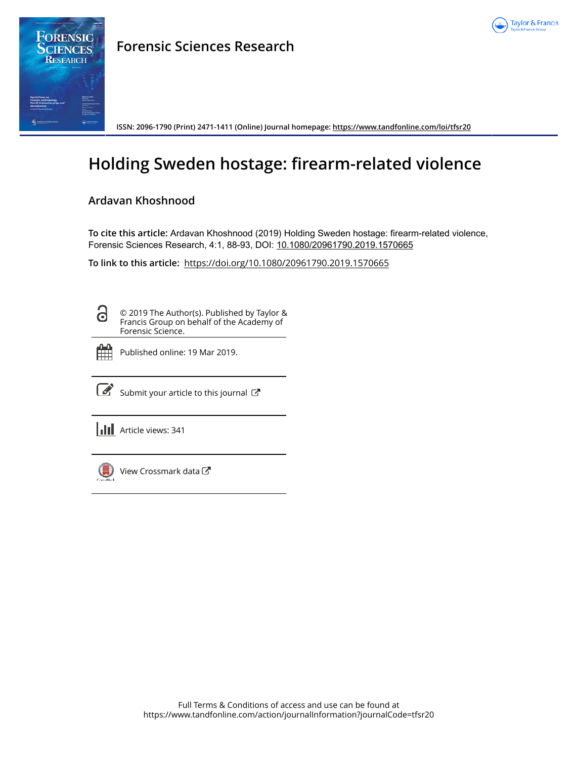# Forensic Sciences Research

ISSN: 2096-1790 (Print) 2471-1411 (Online) Journal homepage: https://www.tandfonline.com/loi/tfsr20

# Holding Sweden hostage: firearm-related violence

## Ardavan Khoshnood

**To cite this article:** Ardavan Khoshnood (2019) Holding Sweden hostage: firearm-related violence, Forensic Sciences Research, 4:1, 88-93, DOI: 10.1080/20961790.2019.1570665

**To link to this article:** https://doi.org/10.1080/20961790.2019.1570665

© 2019 The Author(s). Published by Taylor & Francis Group on behalf of the Academy of Forensic Science.

Published online: 19 Mar 2019.

Submit your article to this journal

Article views: 341

View Crossmark data

Full Terms & Conditions of access and use can be found at
https://www.tandfonline.com/action/journalInformation?journalCode=tfsr20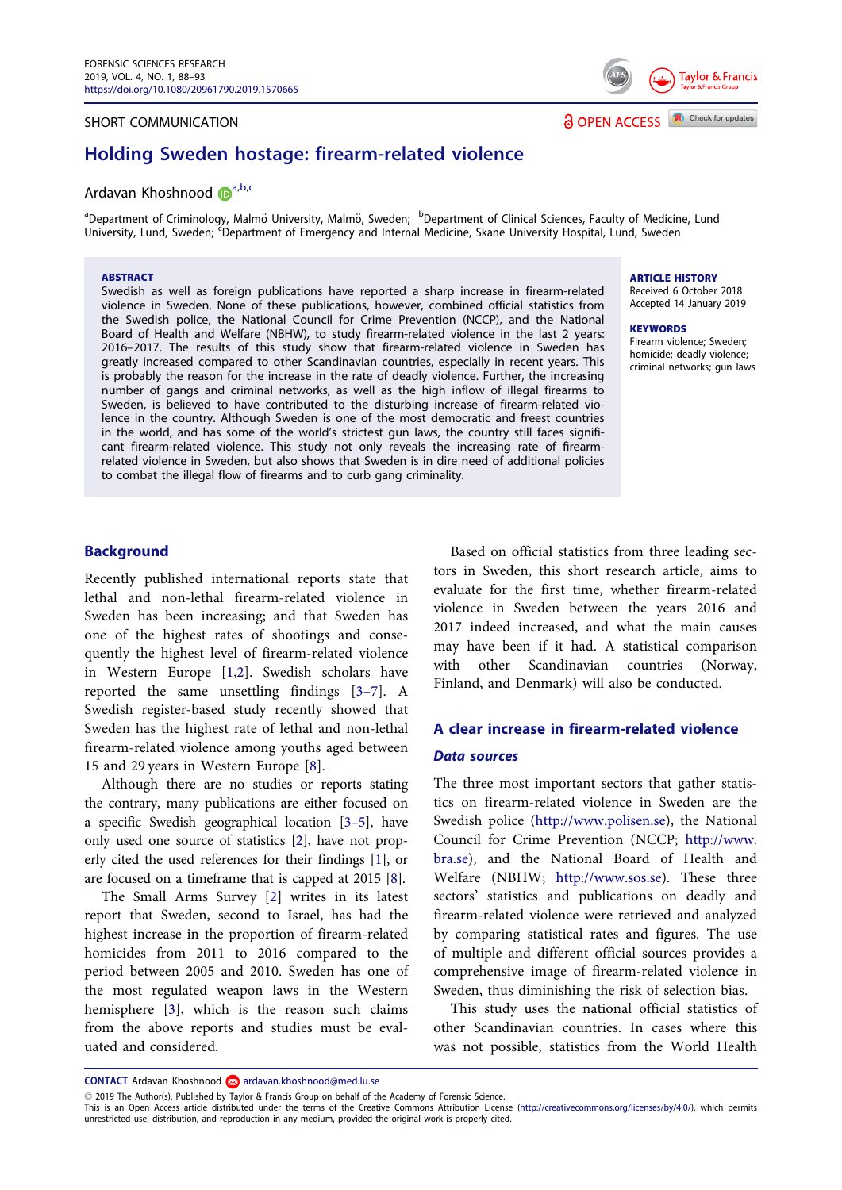SHORT COMMUNICATION

OPEN ACCESS

# Holding Sweden hostage: firearm-related violence

Ardavan Khoshnood[a,b,c]

[a]Department of Criminology, Malmö University, Malmö, Sweden; [b]Department of Clinical Sciences, Faculty of Medicine, Lund University, Lund, Sweden; [c]Department of Emergency and Internal Medicine, Skane University Hospital, Lund, Sweden

**ABSTRACT**

Swedish as well as foreign publications have reported a sharp increase in firearm-related violence in Sweden. None of these publications, however, combined official statistics from the Swedish police, the National Council for Crime Prevention (NCCP), and the National Board of Health and Welfare (NBHW), to study firearm-related violence in the last 2 years: 2016–2017. The results of this study show that firearm-related violence in Sweden has greatly increased compared to other Scandinavian countries, especially in recent years. This is probably the reason for the increase in the rate of deadly violence. Further, the increasing number of gangs and criminal networks, as well as the high inflow of illegal firearms to Sweden, is believed to have contributed to the disturbing increase of firearm-related violence in the country. Although Sweden is one of the most democratic and freest countries in the world, and has some of the world's strictest gun laws, the country still faces significant firearm-related violence. This study not only reveals the increasing rate of firearm-related violence in Sweden, but also shows that Sweden is in dire need of additional policies to combat the illegal flow of firearms and to curb gang criminality.

**ARTICLE HISTORY**
Received 6 October 2018
Accepted 14 January 2019

**KEYWORDS**
Firearm violence; Sweden; homicide; deadly violence; criminal networks; gun laws

## Background

Recently published international reports state that lethal and non-lethal firearm-related violence in Sweden has been increasing; and that Sweden has one of the highest rates of shootings and consequently the highest level of firearm-related violence in Western Europe [1,2]. Swedish scholars have reported the same unsettling findings [3–7]. A Swedish register-based study recently showed that Sweden has the highest rate of lethal and non-lethal firearm-related violence among youths aged between 15 and 29 years in Western Europe [8].

Although there are no studies or reports stating the contrary, many publications are either focused on a specific Swedish geographical location [3–5], have only used one source of statistics [2], have not properly cited the used references for their findings [1], or are focused on a timeframe that is capped at 2015 [8].

The Small Arms Survey [2] writes in its latest report that Sweden, second to Israel, has had the highest increase in the proportion of firearm-related homicides from 2011 to 2016 compared to the period between 2005 and 2010. Sweden has one of the most regulated weapon laws in the Western hemisphere [3], which is the reason such claims from the above reports and studies must be evaluated and considered.

Based on official statistics from three leading sectors in Sweden, this short research article, aims to evaluate for the first time, whether firearm-related violence in Sweden between the years 2016 and 2017 indeed increased, and what the main causes may have been if it had. A statistical comparison with other Scandinavian countries (Norway, Finland, and Denmark) will also be conducted.

## A clear increase in firearm-related violence

### Data sources

The three most important sectors that gather statistics on firearm-related violence in Sweden are the Swedish police (http://www.polisen.se), the National Council for Crime Prevention (NCCP; http://www.bra.se), and the National Board of Health and Welfare (NBHW; http://www.sos.se). These three sectors' statistics and publications on deadly and firearm-related violence were retrieved and analyzed by comparing statistical rates and figures. The use of multiple and different official sources provides a comprehensive image of firearm-related violence in Sweden, thus diminishing the risk of selection bias.

This study uses the national official statistics of other Scandinavian countries. In cases where this was not possible, statistics from the World Health

**CONTACT** Ardavan Khoshnood ardavan.khoshnood@med.lu.se

© 2019 The Author(s). Published by Taylor & Francis Group on behalf of the Academy of Forensic Science.
This is an Open Access article distributed under the terms of the Creative Commons Attribution License (http://creativecommons.org/licenses/by/4.0/), which permits unrestricted use, distribution, and reproduction in any medium, provided the original work is properly cited.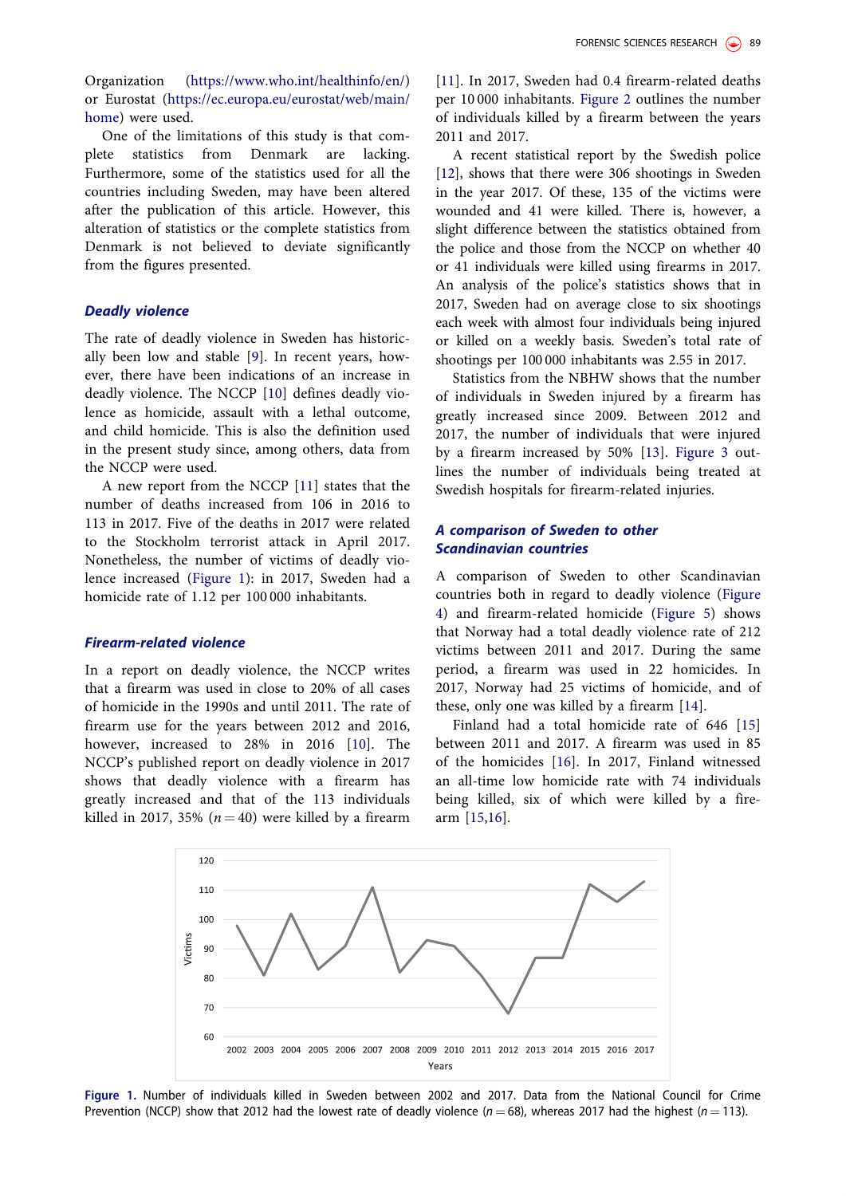Organization (https://www.who.int/healthinfo/en/) or Eurostat (https://ec.europa.eu/eurostat/web/main/home) were used.

One of the limitations of this study is that complete statistics from Denmark are lacking. Furthermore, some of the statistics used for all the countries including Sweden, may have been altered after the publication of this article. However, this alteration of statistics or the complete statistics from Denmark is not believed to deviate significantly from the figures presented.

### *Deadly violence*

The rate of deadly violence in Sweden has historically been low and stable [9]. In recent years, however, there have been indications of an increase in deadly violence. The NCCP [10] defines deadly violence as homicide, assault with a lethal outcome, and child homicide. This is also the definition used in the present study since, among others, data from the NCCP were used.

A new report from the NCCP [11] states that the number of deaths increased from 106 in 2016 to 113 in 2017. Five of the deaths in 2017 were related to the Stockholm terrorist attack in April 2017. Nonetheless, the number of victims of deadly violence increased (Figure 1): in 2017, Sweden had a homicide rate of 1.12 per 100 000 inhabitants.

### *Firearm-related violence*

In a report on deadly violence, the NCCP writes that a firearm was used in close to 20% of all cases of homicide in the 1990s and until 2011. The rate of firearm use for the years between 2012 and 2016, however, increased to 28% in 2016 [10]. The NCCP's published report on deadly violence in 2017 shows that deadly violence with a firearm has greatly increased and that of the 113 individuals killed in 2017, 35% ($n = 40$) were killed by a firearm [11]. In 2017, Sweden had 0.4 firearm-related deaths per 10 000 inhabitants. Figure 2 outlines the number of individuals killed by a firearm between the years 2011 and 2017.

A recent statistical report by the Swedish police [12], shows that there were 306 shootings in Sweden in the year 2017. Of these, 135 of the victims were wounded and 41 were killed. There is, however, a slight difference between the statistics obtained from the police and those from the NCCP on whether 40 or 41 individuals were killed using firearms in 2017. An analysis of the police's statistics shows that in 2017, Sweden had on average close to six shootings each week with almost four individuals being injured or killed on a weekly basis. Sweden's total rate of shootings per 100 000 inhabitants was 2.55 in 2017.

Statistics from the NBHW shows that the number of individuals in Sweden injured by a firearm has greatly increased since 2009. Between 2012 and 2017, the number of individuals that were injured by a firearm increased by 50% [13]. Figure 3 outlines the number of individuals being treated at Swedish hospitals for firearm-related injuries.

### *A comparison of Sweden to other Scandinavian countries*

A comparison of Sweden to other Scandinavian countries both in regard to deadly violence (Figure 4) and firearm-related homicide (Figure 5) shows that Norway had a total deadly violence rate of 212 victims between 2011 and 2017. During the same period, a firearm was used in 22 homicides. In 2017, Norway had 25 victims of homicide, and of these, only one was killed by a firearm [14].

Finland had a total homicide rate of 646 [15] between 2011 and 2017. A firearm was used in 85 of the homicides [16]. In 2017, Finland witnessed an all-time low homicide rate with 74 individuals being killed, six of which were killed by a firearm [15,16].

**Figure 1.** Number of individuals killed in Sweden between 2002 and 2017. Data from the National Council for Crime Prevention (NCCP) show that 2012 had the lowest rate of deadly violence ($n = 68$), whereas 2017 had the highest ($n = 113$).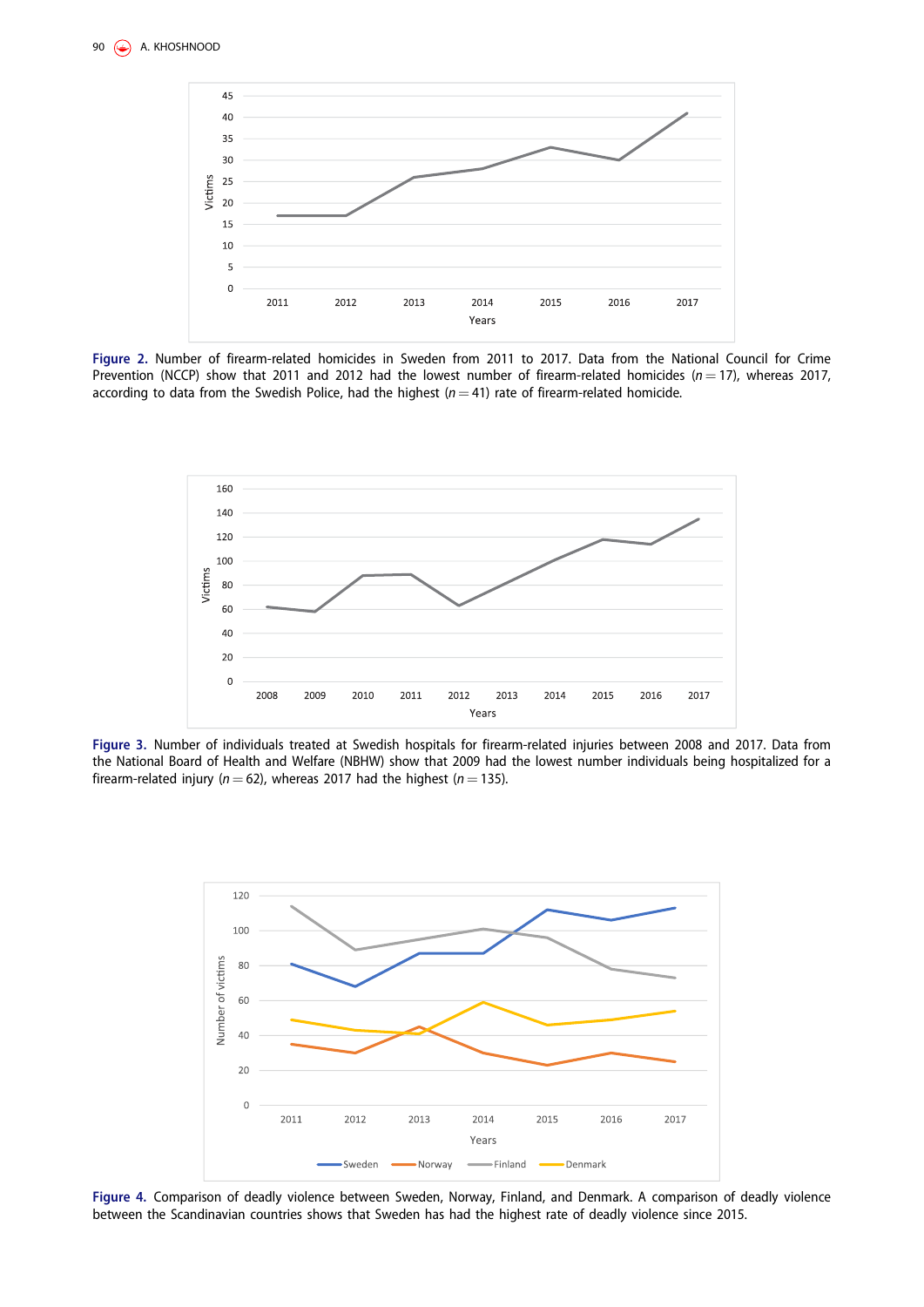**Figure 2.** Number of firearm-related homicides in Sweden from 2011 to 2017. Data from the National Council for Crime Prevention (NCCP) show that 2011 and 2012 had the lowest number of firearm-related homicides ($n = 17$), whereas 2017, according to data from the Swedish Police, had the highest ($n = 41$) rate of firearm-related homicide.

**Figure 3.** Number of individuals treated at Swedish hospitals for firearm-related injuries between 2008 and 2017. Data from the National Board of Health and Welfare (NBHW) show that 2009 had the lowest number individuals being hospitalized for a firearm-related injury ($n = 62$), whereas 2017 had the highest ($n = 135$).

**Figure 4.** Comparison of deadly violence between Sweden, Norway, Finland, and Denmark. A comparison of deadly violence between the Scandinavian countries shows that Sweden has had the highest rate of deadly violence since 2015.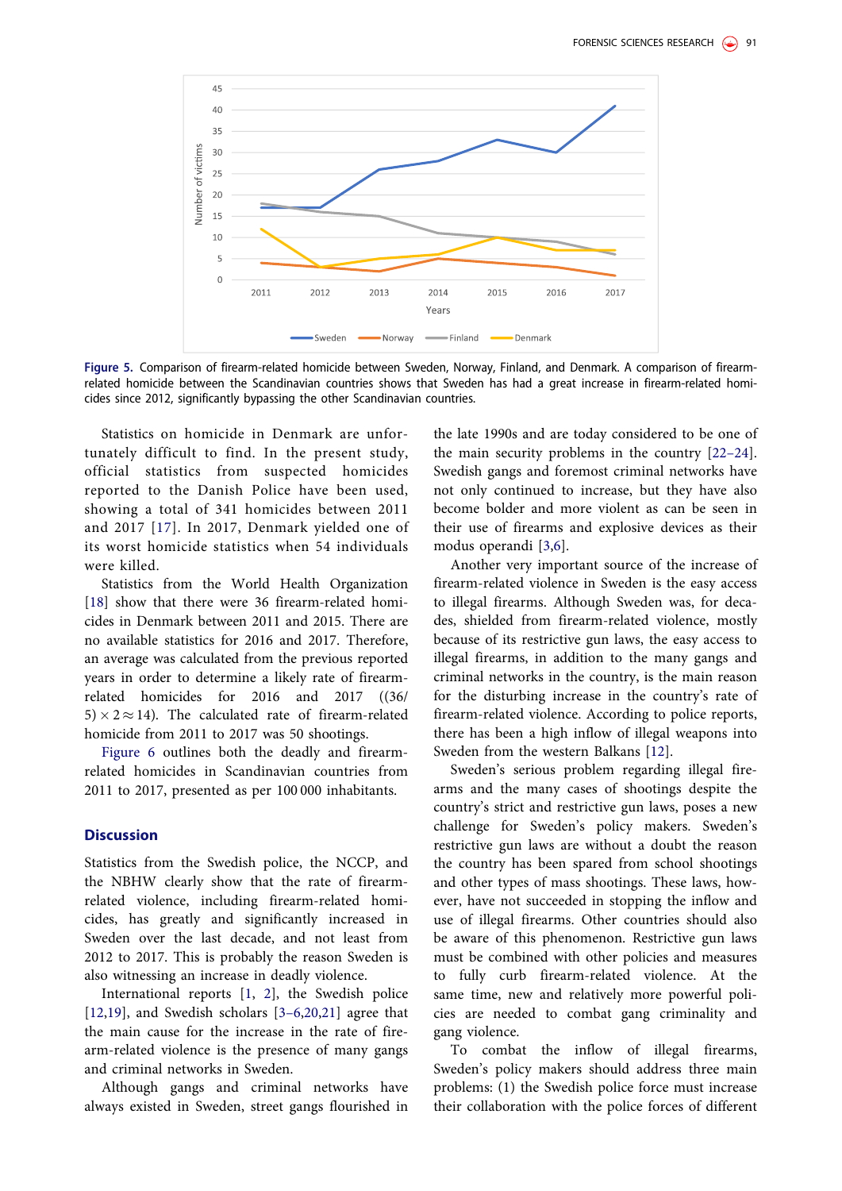Figure 5. Comparison of firearm-related homicide between Sweden, Norway, Finland, and Denmark. A comparison of firearm-related homicide between the Scandinavian countries shows that Sweden has had a great increase in firearm-related homicides since 2012, significantly bypassing the other Scandinavian countries.

Statistics on homicide in Denmark are unfortunately difficult to find. In the present study, official statistics from suspected homicides reported to the Danish Police have been used, showing a total of 341 homicides between 2011 and 2017 [17]. In 2017, Denmark yielded one of its worst homicide statistics when 54 individuals were killed.

Statistics from the World Health Organization [18] show that there were 36 firearm-related homicides in Denmark between 2011 and 2015. There are no available statistics for 2016 and 2017. Therefore, an average was calculated from the previous reported years in order to determine a likely rate of firearm-related homicides for 2016 and 2017 ($(36/5) \times 2 \approx 14$). The calculated rate of firearm-related homicide from 2011 to 2017 was 50 shootings.

Figure 6 outlines both the deadly and firearm-related homicides in Scandinavian countries from 2011 to 2017, presented as per 100 000 inhabitants.

## Discussion

Statistics from the Swedish police, the NCCP, and the NBHW clearly show that the rate of firearm-related violence, including firearm-related homicides, has greatly and significantly increased in Sweden over the last decade, and not least from 2012 to 2017. This is probably the reason Sweden is also witnessing an increase in deadly violence.

International reports [1, 2], the Swedish police [12,19], and Swedish scholars [3–6,20,21] agree that the main cause for the increase in the rate of firearm-related violence is the presence of many gangs and criminal networks in Sweden.

Although gangs and criminal networks have always existed in Sweden, street gangs flourished in the late 1990s and are today considered to be one of the main security problems in the country [22–24]. Swedish gangs and foremost criminal networks have not only continued to increase, but they have also become bolder and more violent as can be seen in their use of firearms and explosive devices as their modus operandi [3,6].

Another very important source of the increase of firearm-related violence in Sweden is the easy access to illegal firearms. Although Sweden was, for decades, shielded from firearm-related violence, mostly because of its restrictive gun laws, the easy access to illegal firearms, in addition to the many gangs and criminal networks in the country, is the main reason for the disturbing increase in the country's rate of firearm-related violence. According to police reports, there has been a high inflow of illegal weapons into Sweden from the western Balkans [12].

Sweden's serious problem regarding illegal firearms and the many cases of shootings despite the country's strict and restrictive gun laws, poses a new challenge for Sweden's policy makers. Sweden's restrictive gun laws are without a doubt the reason the country has been spared from school shootings and other types of mass shootings. These laws, however, have not succeeded in stopping the inflow and use of illegal firearms. Other countries should also be aware of this phenomenon. Restrictive gun laws must be combined with other policies and measures to fully curb firearm-related violence. At the same time, new and relatively more powerful policies are needed to combat gang criminality and gang violence.

To combat the inflow of illegal firearms, Sweden's policy makers should address three main problems: (1) the Swedish police force must increase their collaboration with the police forces of different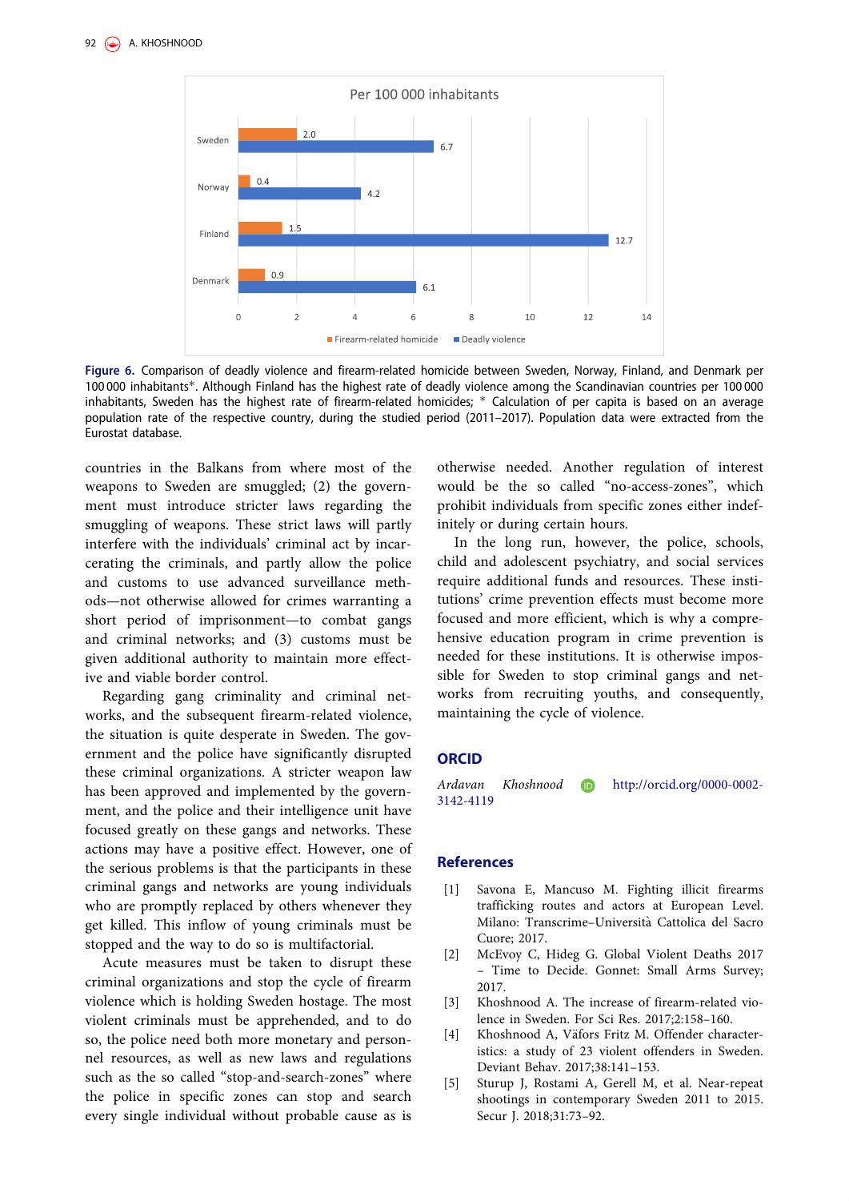Figure 6. Comparison of deadly violence and firearm-related homicide between Sweden, Norway, Finland, and Denmark per 100 000 inhabitants*. Although Finland has the highest rate of deadly violence among the Scandinavian countries per 100 000 inhabitants, Sweden has the highest rate of firearm-related homicides; * Calculation of per capita is based on an average population rate of the respective country, during the studied period (2011–2017). Population data were extracted from the Eurostat database.

countries in the Balkans from where most of the weapons to Sweden are smuggled; (2) the government must introduce stricter laws regarding the smuggling of weapons. These strict laws will partly interfere with the individuals' criminal act by incarcerating the criminals, and partly allow the police and customs to use advanced surveillance methods—not otherwise allowed for crimes warranting a short period of imprisonment—to combat gangs and criminal networks; and (3) customs must be given additional authority to maintain more effective and viable border control.

Regarding gang criminality and criminal networks, and the subsequent firearm-related violence, the situation is quite desperate in Sweden. The government and the police have significantly disrupted these criminal organizations. A stricter weapon law has been approved and implemented by the government, and the police and their intelligence unit have focused greatly on these gangs and networks. These actions may have a positive effect. However, one of the serious problems is that the participants in these criminal gangs and networks are young individuals who are promptly replaced by others whenever they get killed. This inflow of young criminals must be stopped and the way to do so is multifactorial.

Acute measures must be taken to disrupt these criminal organizations and stop the cycle of firearm violence which is holding Sweden hostage. The most violent criminals must be apprehended, and to do so, the police need both more monetary and personnel resources, as well as new laws and regulations such as the so called "stop-and-search-zones" where the police in specific zones can stop and search every single individual without probable cause as is otherwise needed. Another regulation of interest would be the so called "no-access-zones", which prohibit individuals from specific zones either indefinitely or during certain hours.

In the long run, however, the police, schools, child and adolescent psychiatry, and social services require additional funds and resources. These institutions' crime prevention effects must become more focused and more efficient, which is why a comprehensive education program in crime prevention is needed for these institutions. It is otherwise impossible for Sweden to stop criminal gangs and networks from recruiting youths, and consequently, maintaining the cycle of violence.

## ORCID

*Ardavan Khoshnood* http://orcid.org/0000-0002-3142-4119

## References

[1] Savona E, Mancuso M. Fighting illicit firearms trafficking routes and actors at European Level. Milano: Transcrime–Università Cattolica del Sacro Cuore; 2017.

[2] McEvoy C, Hideg G. Global Violent Deaths 2017 – Time to Decide. Gonnet: Small Arms Survey; 2017.

[3] Khoshnood A. The increase of firearm-related violence in Sweden. For Sci Res. 2017;2:158–160.

[4] Khoshnood A, Väfors Fritz M. Offender characteristics: a study of 23 violent offenders in Sweden. Deviant Behav. 2017;38:141–153.

[5] Sturup J, Rostami A, Gerell M, et al. Near-repeat shootings in contemporary Sweden 2011 to 2015. Secur J. 2018;31:73–92.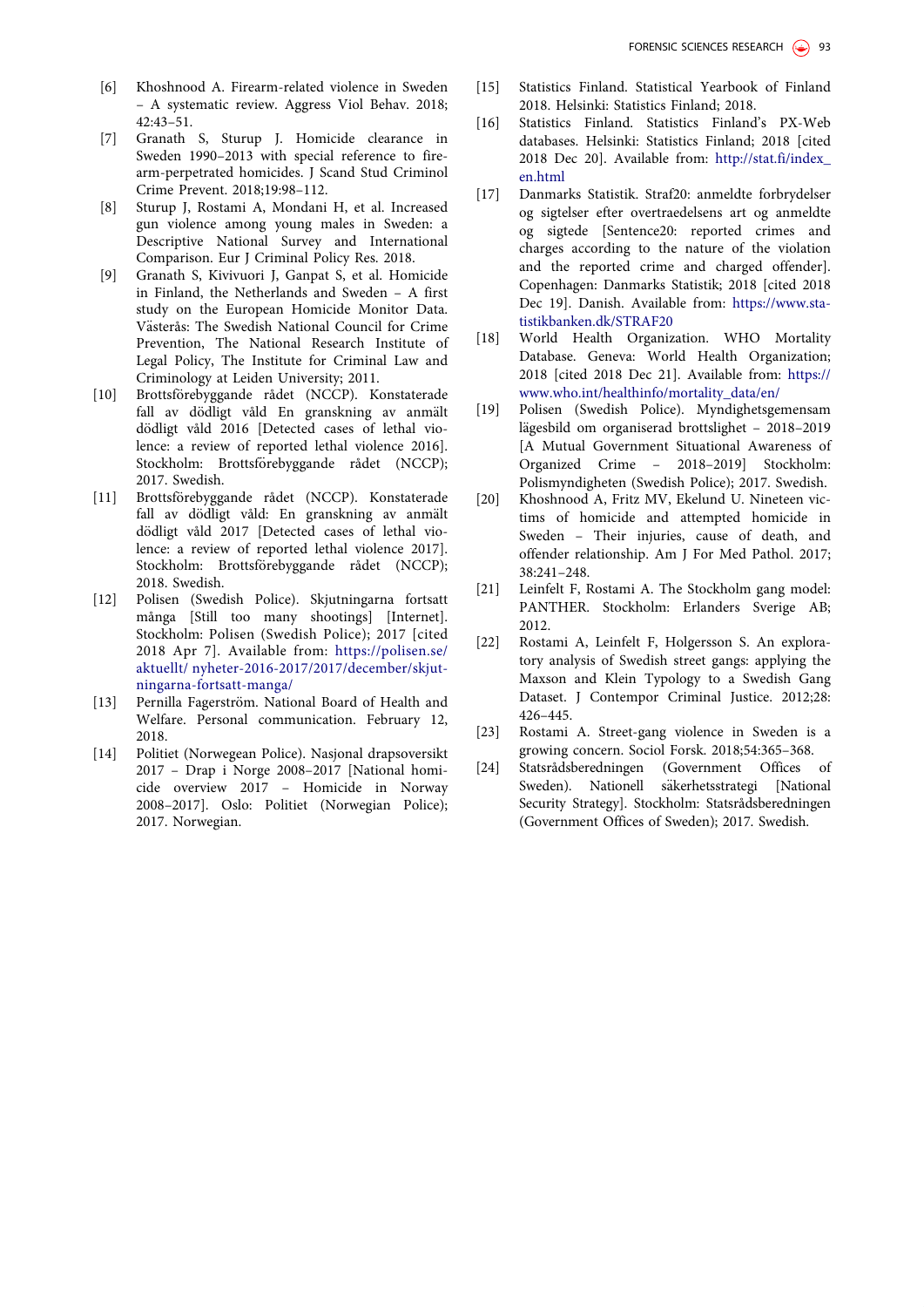[6] Khoshnood A. Firearm-related violence in Sweden – A systematic review. Aggress Viol Behav. 2018; 42:43–51.

[7] Granath S, Sturup J. Homicide clearance in Sweden 1990–2013 with special reference to firearm-perpetrated homicides. J Scand Stud Criminol Crime Prevent. 2018;19:98–112.

[8] Sturup J, Rostami A, Mondani H, et al. Increased gun violence among young males in Sweden: a Descriptive National Survey and International Comparison. Eur J Criminal Policy Res. 2018.

[9] Granath S, Kivivuori J, Ganpat S, et al. Homicide in Finland, the Netherlands and Sweden – A first study on the European Homicide Monitor Data. Västerås: The Swedish National Council for Crime Prevention, The National Research Institute of Legal Policy, The Institute for Criminal Law and Criminology at Leiden University; 2011.

[10] Brottsförebyggande rådet (NCCP). Konstaterade fall av dödligt våld En granskning av anmält dödligt våld 2016 [Detected cases of lethal violence: a review of reported lethal violence 2016]. Stockholm: Brottsförebyggande rådet (NCCP); 2017. Swedish.

[11] Brottsförebyggande rådet (NCCP). Konstaterade fall av dödligt våld: En granskning av anmält dödligt våld 2017 [Detected cases of lethal violence: a review of reported lethal violence 2017]. Stockholm: Brottsförebyggande rådet (NCCP); 2018. Swedish.

[12] Polisen (Swedish Police). Skjutningarna fortsatt många [Still too many shootings] [Internet]. Stockholm: Polisen (Swedish Police); 2017 [cited 2018 Apr 7]. Available from: https://polisen.se/aktuellt/ nyheter-2016-2017/2017/december/skjutningarna-fortsatt-manga/

[13] Pernilla Fagerström. National Board of Health and Welfare. Personal communication. February 12, 2018.

[14] Politiet (Norwegean Police). Nasjonal drapsoversikt 2017 – Drap i Norge 2008–2017 [National homicide overview 2017 – Homicide in Norway 2008–2017]. Oslo: Politiet (Norwegian Police); 2017. Norwegian.

[15] Statistics Finland. Statistical Yearbook of Finland 2018. Helsinki: Statistics Finland; 2018.

[16] Statistics Finland. Statistics Finland's PX-Web databases. Helsinki: Statistics Finland; 2018 [cited 2018 Dec 20]. Available from: http://stat.fi/index_en.html

[17] Danmarks Statistik. Straf20: anmeldte forbrydelser og sigtelser efter overtraedelsens art og anmeldte og sigtede [Sentence20: reported crimes and charges according to the nature of the violation and the reported crime and charged offender]. Copenhagen: Danmarks Statistik; 2018 [cited 2018 Dec 19]. Danish. Available from: https://www.statistikbanken.dk/STRAF20

[18] World Health Organization. WHO Mortality Database. Geneva: World Health Organization; 2018 [cited 2018 Dec 21]. Available from: https://www.who.int/healthinfo/mortality_data/en/

[19] Polisen (Swedish Police). Myndighetsgemensam lägesbild om organiserad brottslighet – 2018–2019 [A Mutual Government Situational Awareness of Organized Crime – 2018–2019] Stockholm: Polismyndigheten (Swedish Police); 2017. Swedish.

[20] Khoshnood A, Fritz MV, Ekelund U. Nineteen victims of homicide and attempted homicide in Sweden – Their injuries, cause of death, and offender relationship. Am J For Med Pathol. 2017; 38:241–248.

[21] Leinfelt F, Rostami A. The Stockholm gang model: PANTHER. Stockholm: Erlanders Sverige AB; 2012.

[22] Rostami A, Leinfelt F, Holgersson S. An exploratory analysis of Swedish street gangs: applying the Maxson and Klein Typology to a Swedish Gang Dataset. J Contempor Criminal Justice. 2012;28: 426–445.

[23] Rostami A. Street-gang violence in Sweden is a growing concern. Sociol Forsk. 2018;54:365–368.

[24] Statsrådsberedningen (Government Offices of Sweden). Nationell säkerhetsstrategi [National Security Strategy]. Stockholm: Statsrådsberedningen (Government Offices of Sweden); 2017. Swedish.